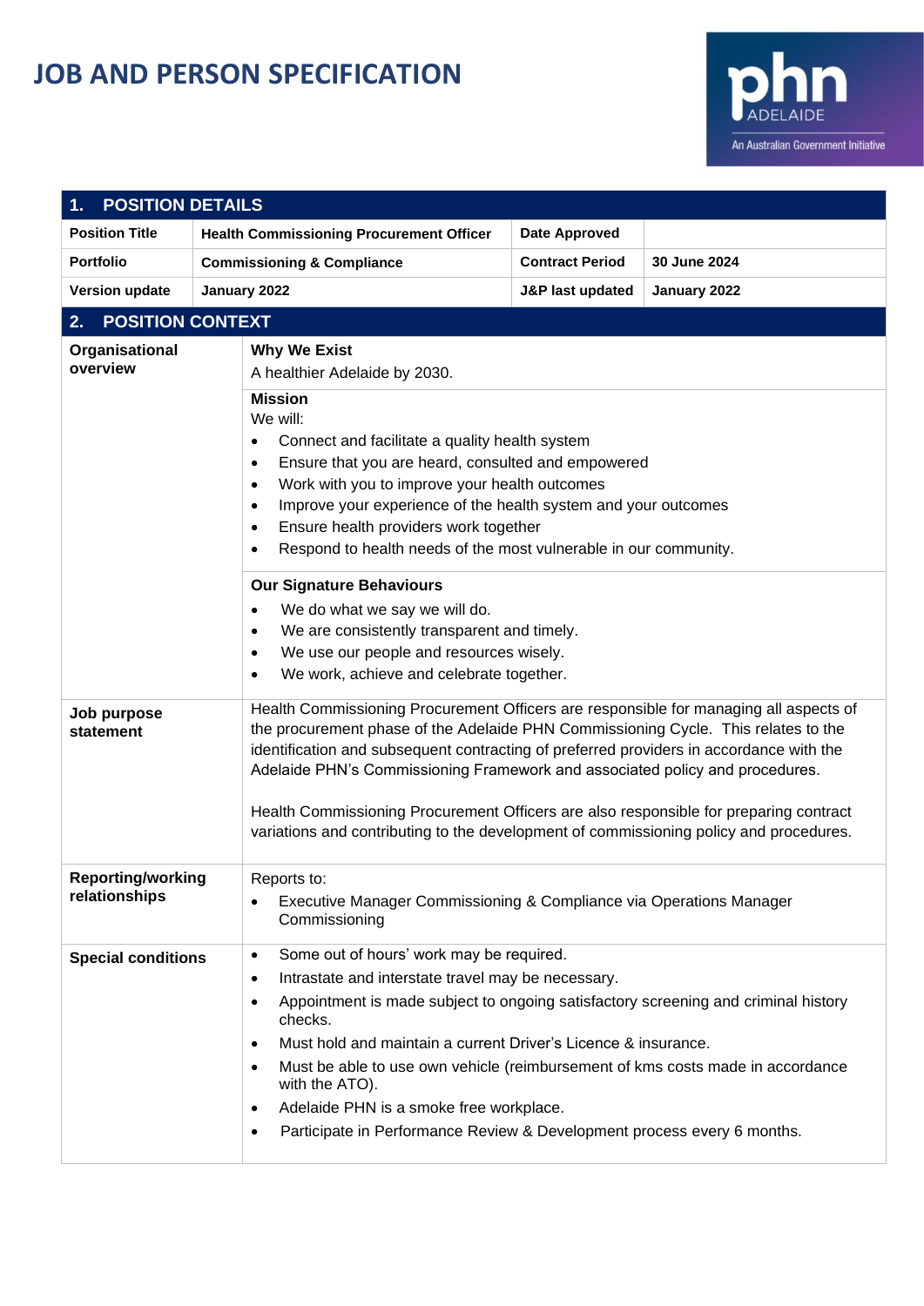# JOB AND PERSON SPECIFICATION

## 1. POSITION DETAILS

| Position Title | Health Commissioning Procurement Officer | Date Approved | |
|---|---|---|---|
| Portfolio | Commissioning & Compliance | Contract Period | 30 June 2024 |
| Version update | January 2022 | J&P last updated | January 2022 |

## 2. POSITION CONTEXT

**Organisational overview**

**Why We Exist**

A healthier Adelaide by 2030.

**Mission**

We will:

- Connect and facilitate a quality health system
- Ensure that you are heard, consulted and empowered
- Work with you to improve your health outcomes
- Improve your experience of the health system and your outcomes
- Ensure health providers work together
- Respond to health needs of the most vulnerable in our community.

**Our Signature Behaviours**

- We do what we say we will do.
- We are consistently transparent and timely.
- We use our people and resources wisely.
- We work, achieve and celebrate together.

**Job purpose statement**

Health Commissioning Procurement Officers are responsible for managing all aspects of the procurement phase of the Adelaide PHN Commissioning Cycle. This relates to the identification and subsequent contracting of preferred providers in accordance with the Adelaide PHN's Commissioning Framework and associated policy and procedures.

Health Commissioning Procurement Officers are also responsible for preparing contract variations and contributing to the development of commissioning policy and procedures.

**Reporting/working relationships**

Reports to:

- Executive Manager Commissioning & Compliance via Operations Manager Commissioning

**Special conditions**

- Some out of hours' work may be required.
- Intrastate and interstate travel may be necessary.
- Appointment is made subject to ongoing satisfactory screening and criminal history checks.
- Must hold and maintain a current Driver's Licence & insurance.
- Must be able to use own vehicle (reimbursement of kms costs made in accordance with the ATO).
- Adelaide PHN is a smoke free workplace.
- Participate in Performance Review & Development process every 6 months.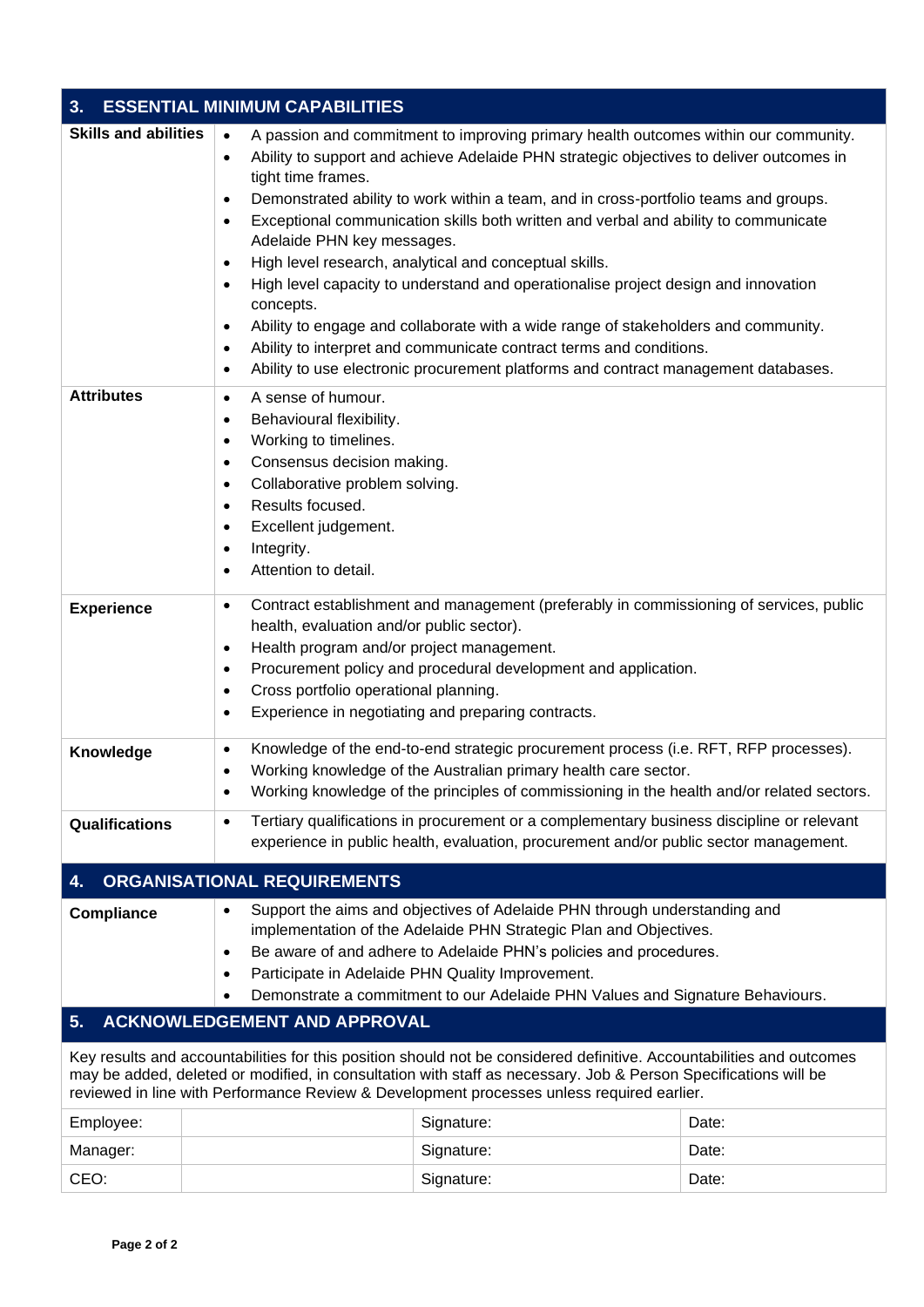## 3. ESSENTIAL MINIMUM CAPABILITIES

| | |
|---|---|
| **Skills and abilities** | • A passion and commitment to improving primary health outcomes within our community.<br>• Ability to support and achieve Adelaide PHN strategic objectives to deliver outcomes in tight time frames.<br>• Demonstrated ability to work within a team, and in cross-portfolio teams and groups.<br>• Exceptional communication skills both written and verbal and ability to communicate Adelaide PHN key messages.<br>• High level research, analytical and conceptual skills.<br>• High level capacity to understand and operationalise project design and innovation concepts.<br>• Ability to engage and collaborate with a wide range of stakeholders and community.<br>• Ability to interpret and communicate contract terms and conditions.<br>• Ability to use electronic procurement platforms and contract management databases. |
| **Attributes** | • A sense of humour.<br>• Behavioural flexibility.<br>• Working to timelines.<br>• Consensus decision making.<br>• Collaborative problem solving.<br>• Results focused.<br>• Excellent judgement.<br>• Integrity.<br>• Attention to detail. |
| **Experience** | • Contract establishment and management (preferably in commissioning of services, public health, evaluation and/or public sector).<br>• Health program and/or project management.<br>• Procurement policy and procedural development and application.<br>• Cross portfolio operational planning.<br>• Experience in negotiating and preparing contracts. |
| **Knowledge** | • Knowledge of the end-to-end strategic procurement process (i.e. RFT, RFP processes).<br>• Working knowledge of the Australian primary health care sector.<br>• Working knowledge of the principles of commissioning in the health and/or related sectors. |
| **Qualifications** | • Tertiary qualifications in procurement or a complementary business discipline or relevant experience in public health, evaluation, procurement and/or public sector management. |

## 4. ORGANISATIONAL REQUIREMENTS

| | |
|---|---|
| **Compliance** | • Support the aims and objectives of Adelaide PHN through understanding and implementation of the Adelaide PHN Strategic Plan and Objectives.<br>• Be aware of and adhere to Adelaide PHN's policies and procedures.<br>• Participate in Adelaide PHN Quality Improvement.<br>• Demonstrate a commitment to our Adelaide PHN Values and Signature Behaviours. |

## 5. ACKNOWLEDGEMENT AND APPROVAL

Key results and accountabilities for this position should not be considered definitive. Accountabilities and outcomes may be added, deleted or modified, in consultation with staff as necessary. Job & Person Specifications will be reviewed in line with Performance Review & Development processes unless required earlier.

| | | | |
|---|---|---|---|
| Employee: | | Signature: | Date: |
| Manager: | | Signature: | Date: |
| CEO: | | Signature: | Date: |